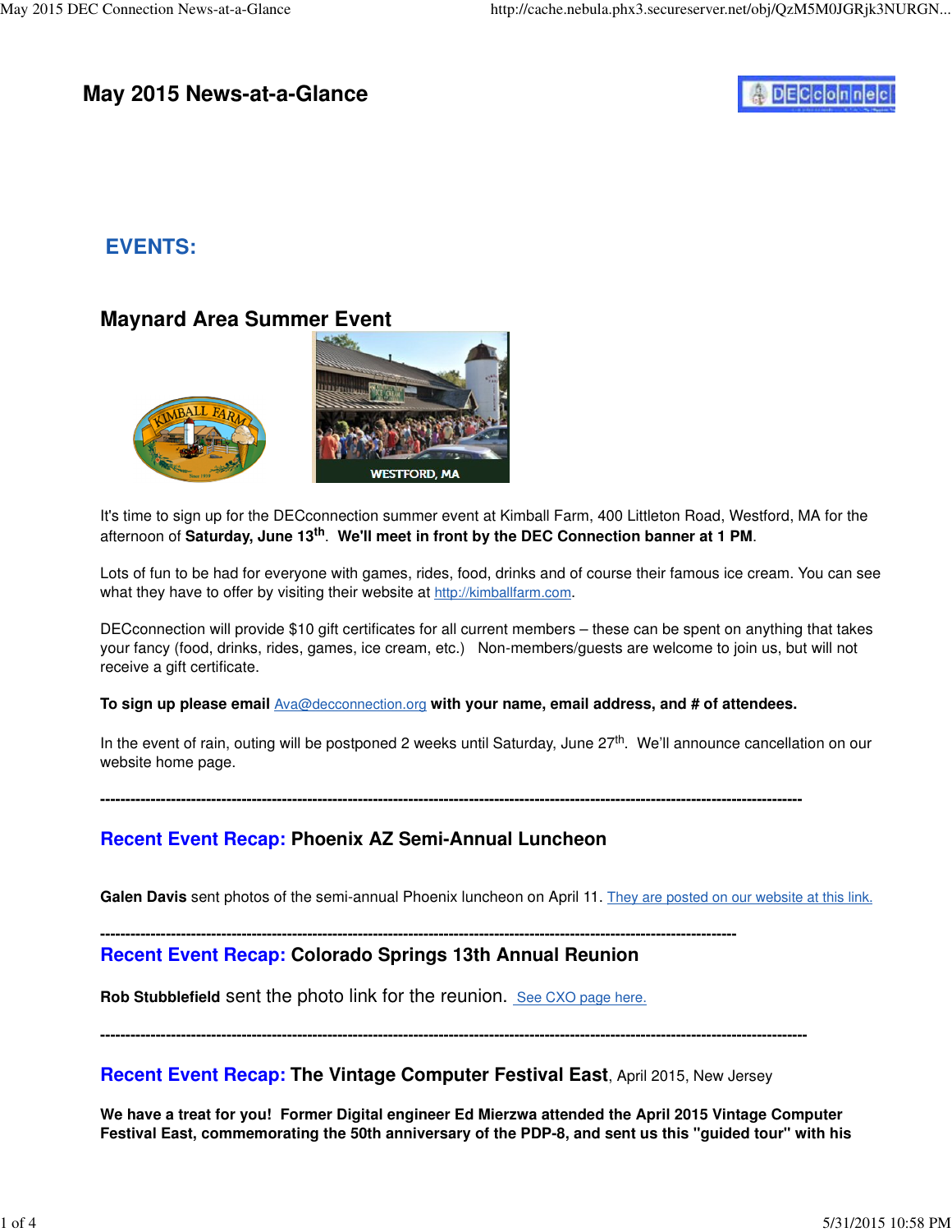# May 2015 News-at-a-Glance

## EVENTS:

### Maynard Area Summer Event

It's time to sign up for the DECconnection summer event at Kimball Farm, 400 Littleton Road, Westford, MA for the afternoon of **Saturday, June 13th**. **We'll meet in front by the DEC Connection banner at 1 PM**.

Lots of fun to be had for everyone with games, rides, food, drinks and of course their famous ice cream. You can see what they have to offer by visiting their website at http://kimballfarm.com.

DECconnection will provide $10 gift certificates for all current members – these can be spent on anything that takes your fancy (food, drinks, rides, games, ice cream, etc.) Non-members/guests are welcome to join us, but will not receive a gift certificate.

**To sign up please email** Ava@decconnection.org **with your name, email address, and # of attendees.**

In the event of rain, outing will be postponed 2 weeks until Saturday, June 27th. We'll announce cancellation on our website home page.

---

### Recent Event Recap: Phoenix AZ Semi-Annual Luncheon

**Galen Davis** sent photos of the semi-annual Phoenix luncheon on April 11. They are posted on our website at this link.

---

### Recent Event Recap: Colorado Springs 13th Annual Reunion

**Rob Stubblefield** sent the photo link for the reunion. See CXO page here.

---

### Recent Event Recap: The Vintage Computer Festival East, April 2015, New Jersey

**We have a treat for you! Former Digital engineer Ed Mierzwa attended the April 2015 Vintage Computer Festival East, commemorating the 50th anniversary of the PDP-8, and sent us this "guided tour" with his**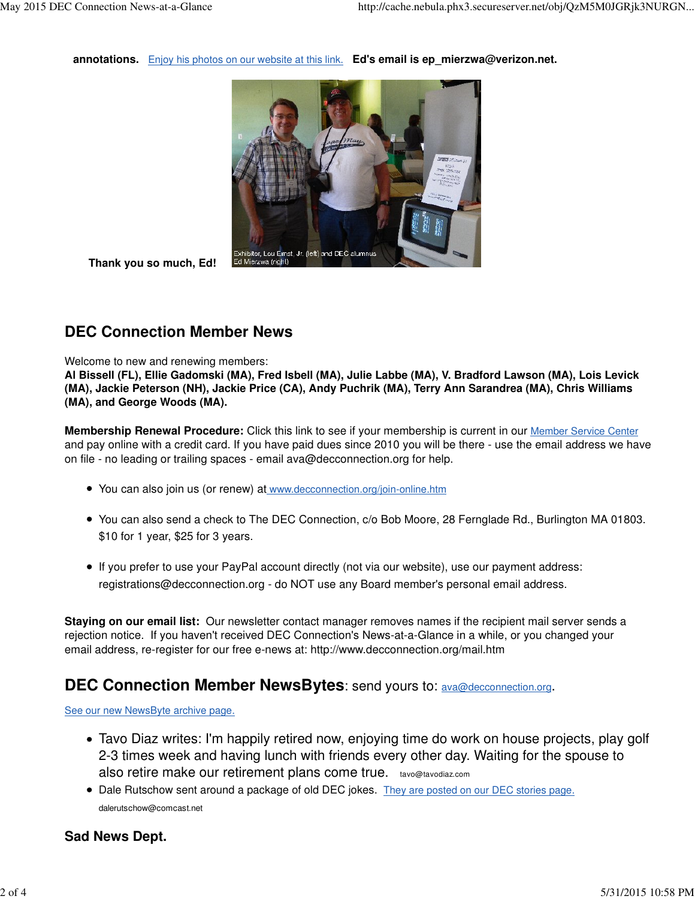**annotations.** Enjoy his photos on our website at this link. **Ed's email is ep_mierzwa@verizon.net.**

Exhibitor, Lou Ernst, Jr. (left) and DEC alumnus Ed Mierzwa (right)

**Thank you so much, Ed!**

## DEC Connection Member News

Welcome to new and renewing members:
**Al Bissell (FL), Ellie Gadomski (MA), Fred Isbell (MA), Julie Labbe (MA), V. Bradford Lawson (MA), Lois Levick (MA), Jackie Peterson (NH), Jackie Price (CA), Andy Puchrik (MA), Terry Ann Sarandrea (MA), Chris Williams (MA), and George Woods (MA).**

**Membership Renewal Procedure:** Click this link to see if your membership is current in our Member Service Center and pay online with a credit card. If you have paid dues since 2010 you will be there - use the email address we have on file - no leading or trailing spaces - email ava@decconnection.org for help.

- You can also join us (or renew) at www.decconnection.org/join-online.htm
- You can also send a check to The DEC Connection, c/o Bob Moore, 28 Fernglade Rd., Burlington MA 01803. $10 for 1 year, $25 for 3 years.
- If you prefer to use your PayPal account directly (not via our website), use our payment address: registrations@decconnection.org - do NOT use any Board member's personal email address.

**Staying on our email list:** Our newsletter contact manager removes names if the recipient mail server sends a rejection notice. If you haven't received DEC Connection's News-at-a-Glance in a while, or you changed your email address, re-register for our free e-news at: http://www.decconnection.org/mail.htm

## DEC Connection Member NewsBytes: send yours to: ava@decconnection.org.

See our new NewsByte archive page.

- Tavo Diaz writes: I'm happily retired now, enjoying time do work on house projects, play golf 2-3 times week and having lunch with friends every other day. Waiting for the spouse to also retire make our retirement plans come true. tavo@tavodiaz.com
- Dale Rutschow sent around a package of old DEC jokes. They are posted on our DEC stories page. dalerutschow@comcast.net

### Sad News Dept.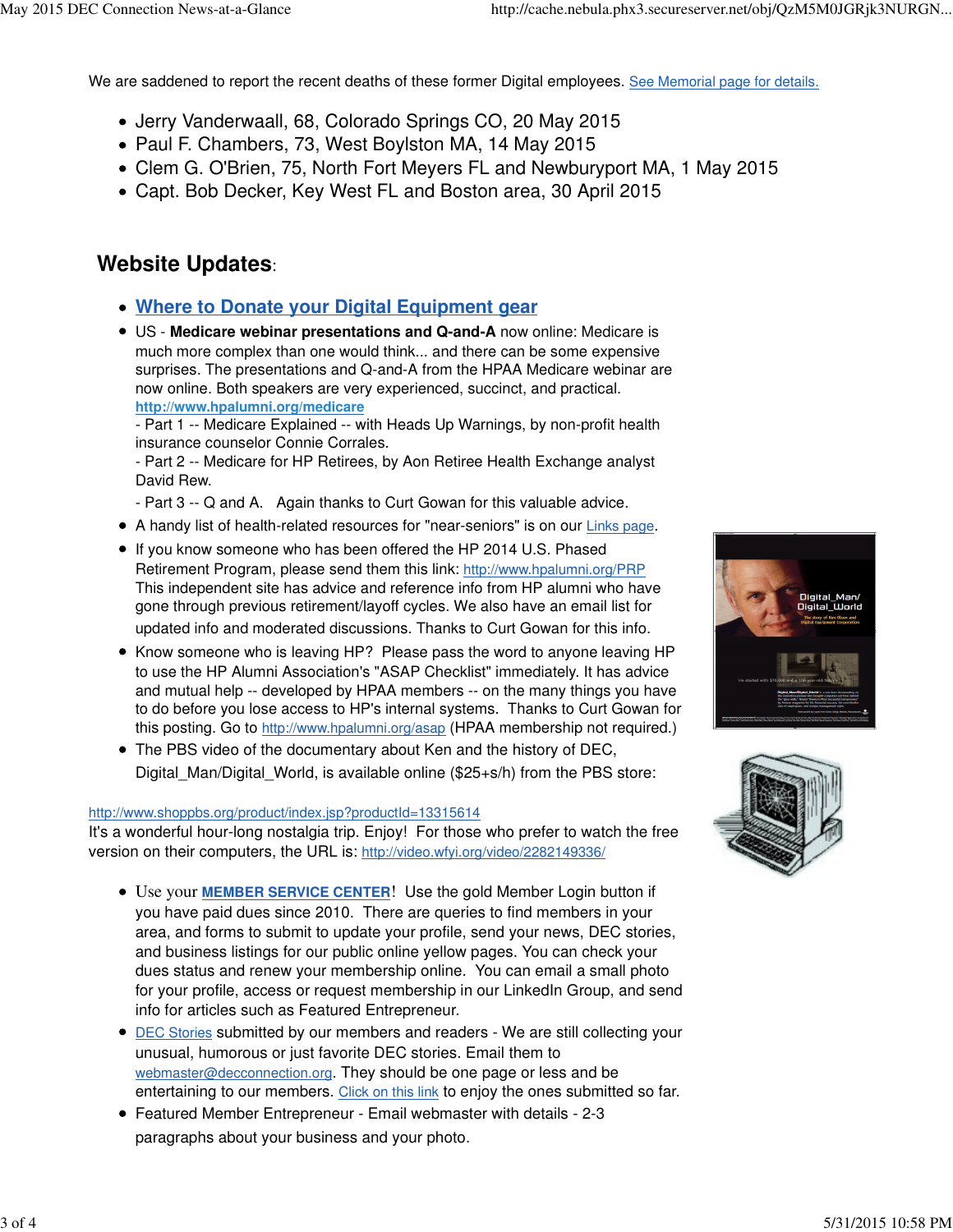We are saddened to report the recent deaths of these former Digital employees. [See Memorial page for details.]

- Jerry Vanderwaall, 68, Colorado Springs CO, 20 May 2015
- Paul F. Chambers, 73, West Boylston MA, 14 May 2015
- Clem G. O'Brien, 75, North Fort Meyers FL and Newburyport MA, 1 May 2015
- Capt. Bob Decker, Key West FL and Boston area, 30 April 2015

## Website Updates:

- **Where to Donate your Digital Equipment gear**
- US - **Medicare webinar presentations and Q-and-A** now online: Medicare is much more complex than one would think... and there can be some expensive surprises. The presentations and Q-and-A from the HPAA Medicare webinar are now online. Both speakers are very experienced, succinct, and practical. **http://www.hpalumni.org/medicare**
  - Part 1 -- Medicare Explained -- with Heads Up Warnings, by non-profit health insurance counselor Connie Corrales.
  - Part 2 -- Medicare for HP Retirees, by Aon Retiree Health Exchange analyst David Rew.
  - Part 3 -- Q and A. Again thanks to Curt Gowan for this valuable advice.
- A handy list of health-related resources for "near-seniors" is on our Links page.
- If you know someone who has been offered the HP 2014 U.S. Phased Retirement Program, please send them this link: http://www.hpalumni.org/PRP This independent site has advice and reference info from HP alumni who have gone through previous retirement/layoff cycles. We also have an email list for updated info and moderated discussions. Thanks to Curt Gowan for this info.
- Know someone who is leaving HP? Please pass the word to anyone leaving HP to use the HP Alumni Association's "ASAP Checklist" immediately. It has advice and mutual help -- developed by HPAA members -- on the many things you have to do before you lose access to HP's internal systems. Thanks to Curt Gowan for this posting. Go to http://www.hpalumni.org/asap (HPAA membership not required.)
- The PBS video of the documentary about Ken and the history of DEC, Digital_Man/Digital_World, is available online ($25+s/h) from the PBS store:

http://www.shoppbs.org/product/index.jsp?productId=13315614
It's a wonderful hour-long nostalgia trip. Enjoy! For those who prefer to watch the free version on their computers, the URL is: http://video.wfyi.org/video/2282149336/

- Use your **MEMBER SERVICE CENTER**! Use the gold Member Login button if you have paid dues since 2010. There are queries to find members in your area, and forms to submit to update your profile, send your news, DEC stories, and business listings for our public online yellow pages. You can check your dues status and renew your membership online. You can email a small photo for your profile, access or request membership in our LinkedIn Group, and send info for articles such as Featured Entrepreneur.
- DEC Stories submitted by our members and readers - We are still collecting your unusual, humorous or just favorite DEC stories. Email them to webmaster@decconnection.org. They should be one page or less and be entertaining to our members. Click on this link to enjoy the ones submitted so far.
- Featured Member Entrepreneur - Email webmaster with details - 2-3 paragraphs about your business and your photo.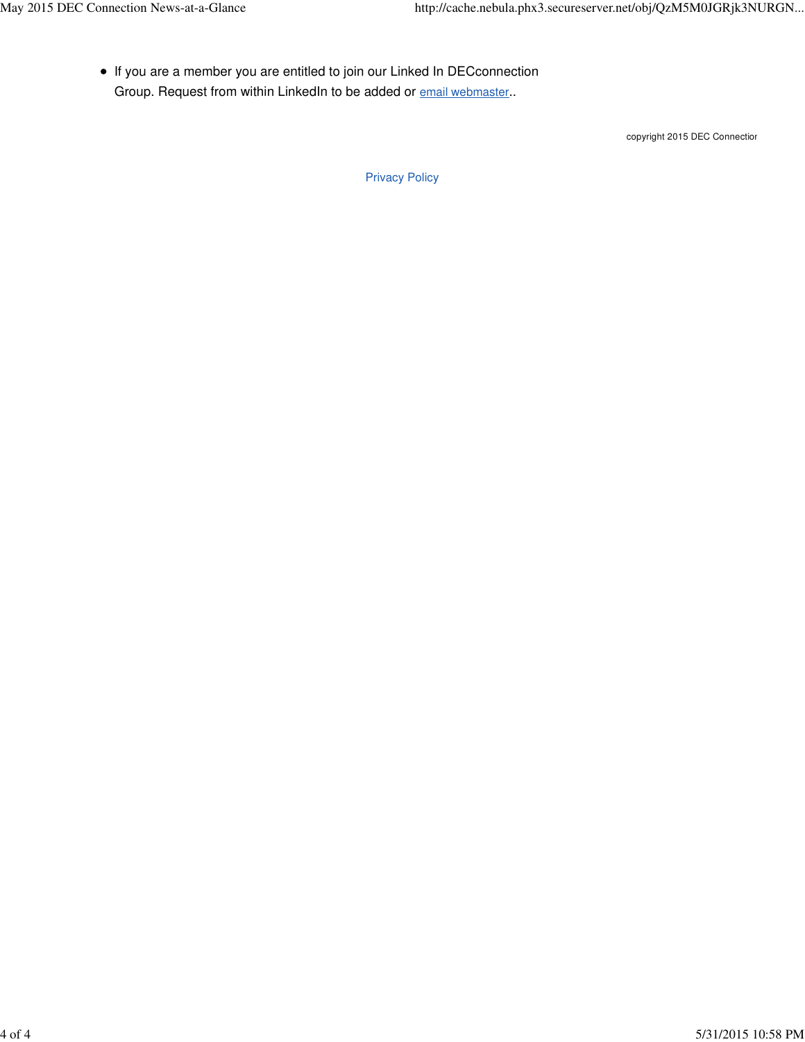- If you are a member you are entitled to join our Linked In DECconnection Group. Request from within LinkedIn to be added or email webmaster..

copyright 2015 DEC Connection

Privacy Policy